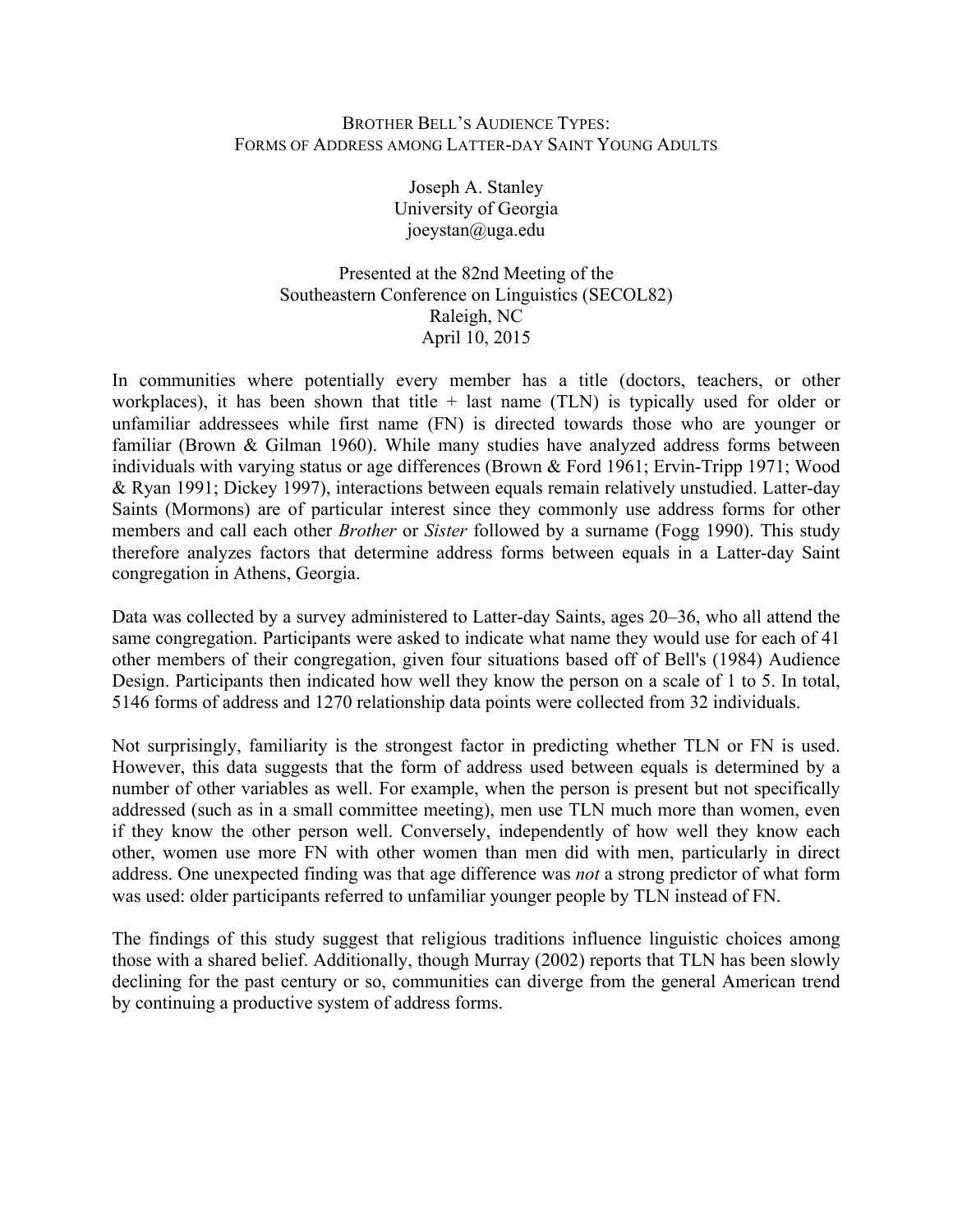# BROTHER BELL'S AUDIENCE TYPES: FORMS OF ADDRESS AMONG LATTER-DAY SAINT YOUNG ADULTS

Joseph A. Stanley
University of Georgia
joeystan@uga.edu

Presented at the 82nd Meeting of the
Southeastern Conference on Linguistics (SECOL82)
Raleigh, NC
April 10, 2015

In communities where potentially every member has a title (doctors, teachers, or other workplaces), it has been shown that title + last name (TLN) is typically used for older or unfamiliar addressees while first name (FN) is directed towards those who are younger or familiar (Brown & Gilman 1960). While many studies have analyzed address forms between individuals with varying status or age differences (Brown & Ford 1961; Ervin-Tripp 1971; Wood & Ryan 1991; Dickey 1997), interactions between equals remain relatively unstudied. Latter-day Saints (Mormons) are of particular interest since they commonly use address forms for other members and call each other *Brother* or *Sister* followed by a surname (Fogg 1990). This study therefore analyzes factors that determine address forms between equals in a Latter-day Saint congregation in Athens, Georgia.

Data was collected by a survey administered to Latter-day Saints, ages 20–36, who all attend the same congregation. Participants were asked to indicate what name they would use for each of 41 other members of their congregation, given four situations based off of Bell's (1984) Audience Design. Participants then indicated how well they know the person on a scale of 1 to 5. In total, 5146 forms of address and 1270 relationship data points were collected from 32 individuals.

Not surprisingly, familiarity is the strongest factor in predicting whether TLN or FN is used. However, this data suggests that the form of address used between equals is determined by a number of other variables as well. For example, when the person is present but not specifically addressed (such as in a small committee meeting), men use TLN much more than women, even if they know the other person well. Conversely, independently of how well they know each other, women use more FN with other women than men did with men, particularly in direct address. One unexpected finding was that age difference was *not* a strong predictor of what form was used: older participants referred to unfamiliar younger people by TLN instead of FN.

The findings of this study suggest that religious traditions influence linguistic choices among those with a shared belief. Additionally, though Murray (2002) reports that TLN has been slowly declining for the past century or so, communities can diverge from the general American trend by continuing a productive system of address forms.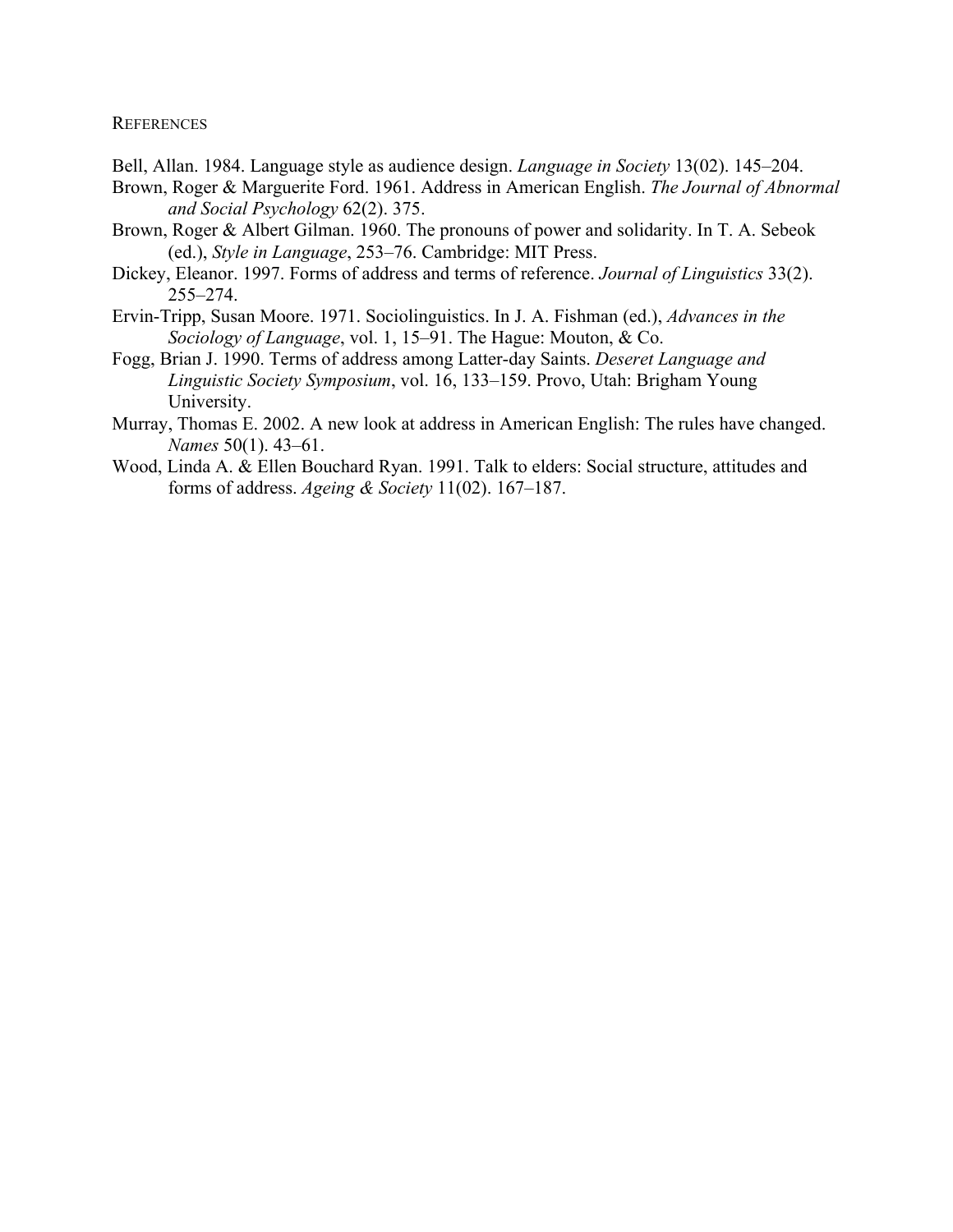## REFERENCES

Bell, Allan. 1984. Language style as audience design. *Language in Society* 13(02). 145–204.

Brown, Roger & Marguerite Ford. 1961. Address in American English. *The Journal of Abnormal and Social Psychology* 62(2). 375.

Brown, Roger & Albert Gilman. 1960. The pronouns of power and solidarity. In T. A. Sebeok (ed.), *Style in Language*, 253–76. Cambridge: MIT Press.

Dickey, Eleanor. 1997. Forms of address and terms of reference. *Journal of Linguistics* 33(2). 255–274.

Ervin-Tripp, Susan Moore. 1971. Sociolinguistics. In J. A. Fishman (ed.), *Advances in the Sociology of Language*, vol. 1, 15–91. The Hague: Mouton, & Co.

Fogg, Brian J. 1990. Terms of address among Latter-day Saints. *Deseret Language and Linguistic Society Symposium*, vol. 16, 133–159. Provo, Utah: Brigham Young University.

Murray, Thomas E. 2002. A new look at address in American English: The rules have changed. *Names* 50(1). 43–61.

Wood, Linda A. & Ellen Bouchard Ryan. 1991. Talk to elders: Social structure, attitudes and forms of address. *Ageing & Society* 11(02). 167–187.